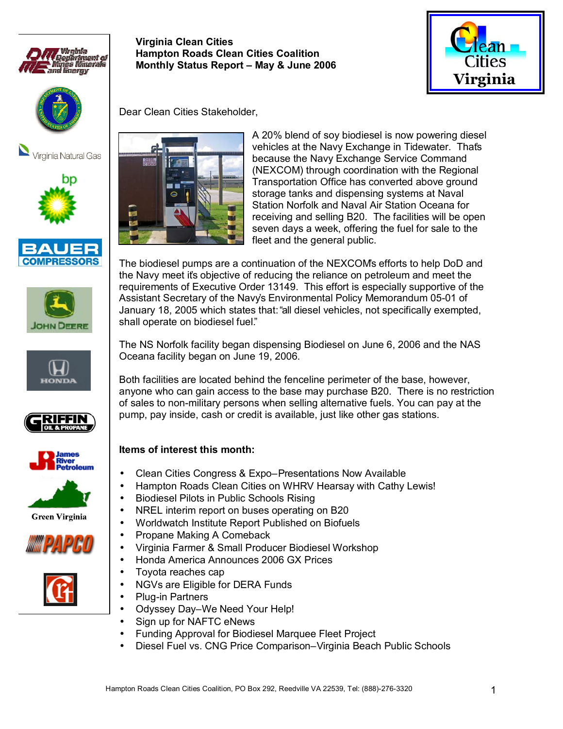**Virginia Clean Cities**
**Hampton Roads Clean Cities Coalition**
**Monthly Status Report – May & June 2006**

Dear Clean Cities Stakeholder,

A 20% blend of soy biodiesel is now powering diesel vehicles at the Navy Exchange in Tidewater. That's because the Navy Exchange Service Command (NEXCOM) through coordination with the Regional Transportation Office has converted above ground storage tanks and dispensing systems at Naval Station Norfolk and Naval Air Station Oceana for receiving and selling B20. The facilities will be open seven days a week, offering the fuel for sale to the fleet and the general public.

The biodiesel pumps are a continuation of the NEXCOM's efforts to help DoD and the Navy meet it's objective of reducing the reliance on petroleum and meet the requirements of Executive Order 13149. This effort is especially supportive of the Assistant Secretary of the Navy's Environmental Policy Memorandum 05-01 of January 18, 2005 which states that: "all diesel vehicles, not specifically exempted, shall operate on biodiesel fuel."

The NS Norfolk facility began dispensing Biodiesel on June 6, 2006 and the NAS Oceana facility began on June 19, 2006.

Both facilities are located behind the fenceline perimeter of the base, however, anyone who can gain access to the base may purchase B20. There is no restriction of sales to non-military persons when selling alternative fuels. You can pay at the pump, pay inside, cash or credit is available, just like other gas stations.

**Items of interest this month:**

- Clean Cities Congress & Expo–Presentations Now Available
- Hampton Roads Clean Cities on WHRV Hearsay with Cathy Lewis!
- Biodiesel Pilots in Public Schools Rising
- NREL interim report on buses operating on B20
- Worldwatch Institute Report Published on Biofuels
- Propane Making A Comeback
- Virginia Farmer & Small Producer Biodiesel Workshop
- Honda America Announces 2006 GX Prices
- Toyota reaches cap
- NGVs are Eligible for DERA Funds
- Plug-in Partners
- Odyssey Day–We Need Your Help!
- Sign up for NAFTC eNews
- Funding Approval for Biodiesel Marquee Fleet Project
- Diesel Fuel vs. CNG Price Comparison–Virginia Beach Public Schools

Hampton Roads Clean Cities Coalition, PO Box 292, Reedville VA 22539, Tel: (888)-276-3320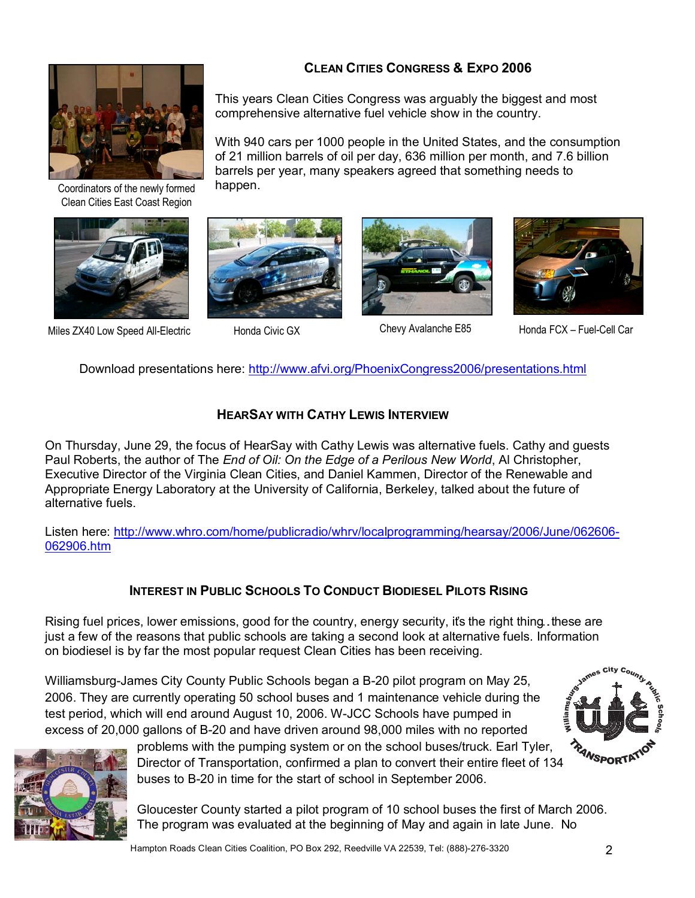## Clean Cities Congress & Expo 2006

Coordinators of the newly formed Clean Cities East Coast Region

This years Clean Cities Congress was arguably the biggest and most comprehensive alternative fuel vehicle show in the country.

With 940 cars per 1000 people in the United States, and the consumption of 21 million barrels of oil per day, 636 million per month, and 7.6 billion barrels per year, many speakers agreed that something needs to happen.

Miles ZX40 Low Speed All-Electric

Honda Civic GX

Chevy Avalanche E85

Honda FCX – Fuel-Cell Car

Download presentations here: http://www.afvi.org/PhoenixCongress2006/presentations.html

## HearSay with Cathy Lewis Interview

On Thursday, June 29, the focus of HearSay with Cathy Lewis was alternative fuels. Cathy and guests Paul Roberts, the author of The *End of Oil: On the Edge of a Perilous New World*, Al Christopher, Executive Director of the Virginia Clean Cities, and Daniel Kammen, Director of the Renewable and Appropriate Energy Laboratory at the University of California, Berkeley, talked about the future of alternative fuels.

Listen here: http://www.whro.com/home/publicradio/whrv/localprogramming/hearsay/2006/June/062606-062906.htm

## Interest in Public Schools To Conduct Biodiesel Pilots Rising

Rising fuel prices, lower emissions, good for the country, energy security, it's the right thing…these are just a few of the reasons that public schools are taking a second look at alternative fuels. Information on biodiesel is by far the most popular request Clean Cities has been receiving.

Williamsburg-James City County Public Schools began a B-20 pilot program on May 25, 2006. They are currently operating 50 school buses and 1 maintenance vehicle during the test period, which will end around August 10, 2006. W-JCC Schools have pumped in excess of 20,000 gallons of B-20 and have driven around 98,000 miles with no reported problems with the pumping system or on the school buses/truck. Earl Tyler, Director of Transportation, confirmed a plan to convert their entire fleet of 134 buses to B-20 in time for the start of school in September 2006.

Gloucester County started a pilot program of 10 school buses the first of March 2006. The program was evaluated at the beginning of May and again in late June. No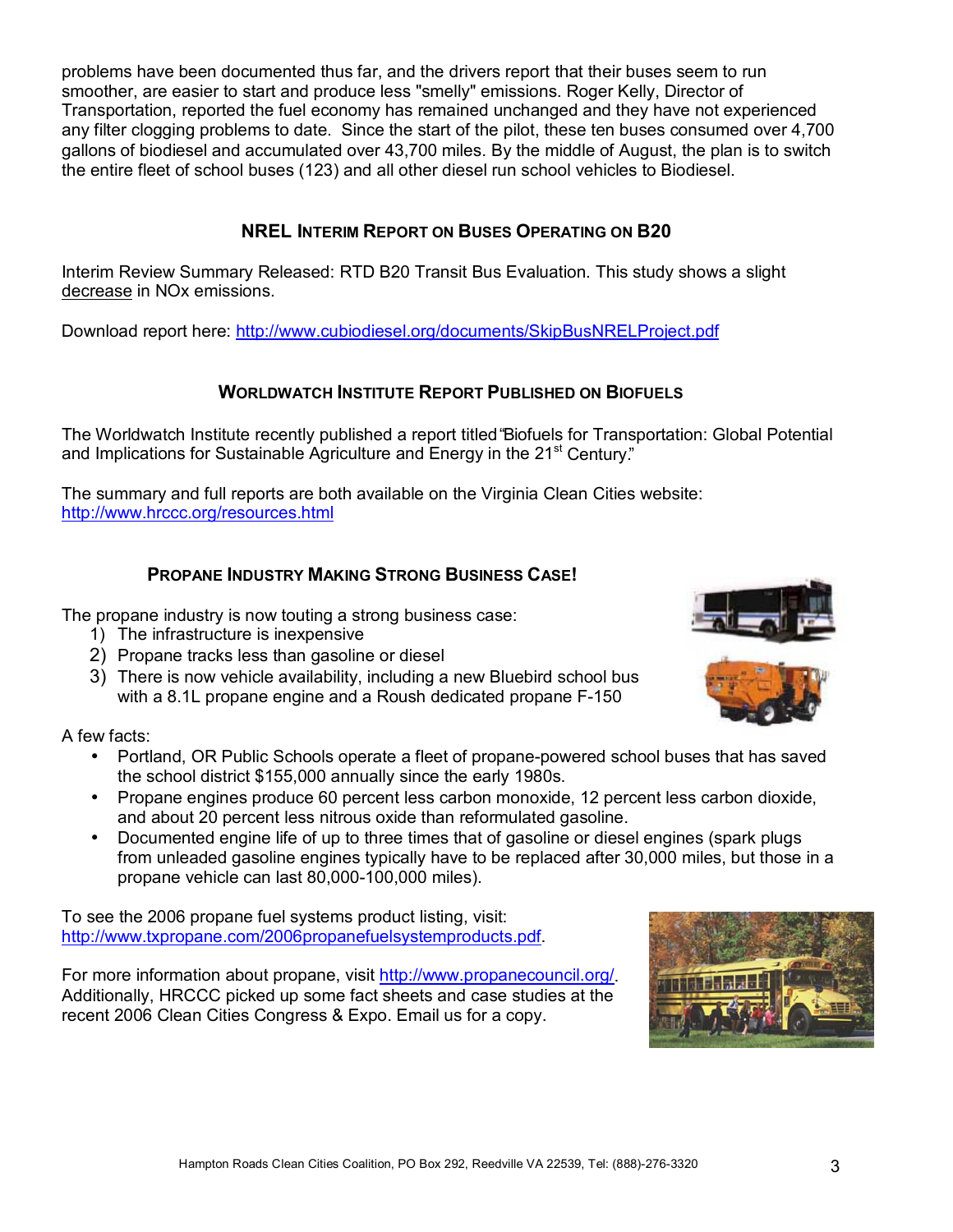problems have been documented thus far, and the drivers report that their buses seem to run smoother, are easier to start and produce less "smelly" emissions. Roger Kelly, Director of Transportation, reported the fuel economy has remained unchanged and they have not experienced any filter clogging problems to date. Since the start of the pilot, these ten buses consumed over 4,700 gallons of biodiesel and accumulated over 43,700 miles. By the middle of August, the plan is to switch the entire fleet of school buses (123) and all other diesel run school vehicles to Biodiesel.

## NREL Interim Report on Buses Operating on B20

Interim Review Summary Released: RTD B20 Transit Bus Evaluation. This study shows a slight decrease in NOx emissions.

Download report here: http://www.cubiodiesel.org/documents/SkipBusNRELProject.pdf

## Worldwatch Institute Report Published on Biofuels

The Worldwatch Institute recently published a report titled "Biofuels for Transportation: Global Potential and Implications for Sustainable Agriculture and Energy in the 21st Century."

The summary and full reports are both available on the Virginia Clean Cities website: http://www.hrccc.org/resources.html

## Propane Industry Making Strong Business Case!

The propane industry is now touting a strong business case:

1) The infrastructure is inexpensive
2) Propane tracks less than gasoline or diesel
3) There is now vehicle availability, including a new Bluebird school bus with a 8.1L propane engine and a Roush dedicated propane F-150

A few facts:

- Portland, OR Public Schools operate a fleet of propane-powered school buses that has saved the school district $155,000 annually since the early 1980s.
- Propane engines produce 60 percent less carbon monoxide, 12 percent less carbon dioxide, and about 20 percent less nitrous oxide than reformulated gasoline.
- Documented engine life of up to three times that of gasoline or diesel engines (spark plugs from unleaded gasoline engines typically have to be replaced after 30,000 miles, but those in a propane vehicle can last 80,000-100,000 miles).

To see the 2006 propane fuel systems product listing, visit: http://www.txpropane.com/2006propanefuelsystemproducts.pdf.

For more information about propane, visit http://www.propanecouncil.org/. Additionally, HRCCC picked up some fact sheets and case studies at the recent 2006 Clean Cities Congress & Expo. Email us for a copy.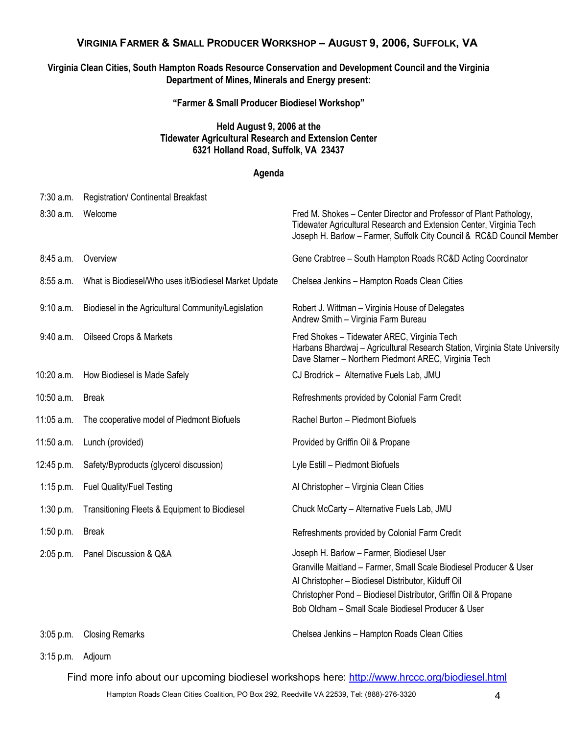## VIRGINIA FARMER & SMALL PRODUCER WORKSHOP – AUGUST 9, 2006, SUFFOLK, VA

**Virginia Clean Cities, South Hampton Roads Resource Conservation and Development Council and the Virginia Department of Mines, Minerals and Energy present:**

**"Farmer & Small Producer Biodiesel Workshop"**

**Held August 9, 2006 at the**
**Tidewater Agricultural Research and Extension Center**
**6321 Holland Road, Suffolk, VA 23437**

### Agenda

| Time | Session | Speaker(s) |
|---|---|---|
| 7:30 a.m. | Registration/ Continental Breakfast | |
| 8:30 a.m. | Welcome | Fred M. Shokes – Center Director and Professor of Plant Pathology, Tidewater Agricultural Research and Extension Center, Virginia Tech<br>Joseph H. Barlow – Farmer, Suffolk City Council & RC&D Council Member |
| 8:45 a.m. | Overview | Gene Crabtree – South Hampton Roads RC&D Acting Coordinator |
| 8:55 a.m. | What is Biodiesel/Who uses it/Biodiesel Market Update | Chelsea Jenkins – Hampton Roads Clean Cities |
| 9:10 a.m. | Biodiesel in the Agricultural Community/Legislation | Robert J. Wittman – Virginia House of Delegates<br>Andrew Smith – Virginia Farm Bureau |
| 9:40 a.m. | Oilseed Crops & Markets | Fred Shokes – Tidewater AREC, Virginia Tech<br>Harbans Bhardwaj – Agricultural Research Station, Virginia State University<br>Dave Starner – Northern Piedmont AREC, Virginia Tech |
| 10:20 a.m. | How Biodiesel is Made Safely | CJ Brodrick – Alternative Fuels Lab, JMU |
| 10:50 a.m. | Break | Refreshments provided by Colonial Farm Credit |
| 11:05 a.m. | The cooperative model of Piedmont Biofuels | Rachel Burton – Piedmont Biofuels |
| 11:50 a.m. | Lunch (provided) | Provided by Griffin Oil & Propane |
| 12:45 p.m. | Safety/Byproducts (glycerol discussion) | Lyle Estill – Piedmont Biofuels |
| 1:15 p.m. | Fuel Quality/Fuel Testing | Al Christopher – Virginia Clean Cities |
| 1:30 p.m. | Transitioning Fleets & Equipment to Biodiesel | Chuck McCarty – Alternative Fuels Lab, JMU |
| 1:50 p.m. | Break | Refreshments provided by Colonial Farm Credit |
| 2:05 p.m. | Panel Discussion & Q&A | Joseph H. Barlow – Farmer, Biodiesel User<br>Granville Maitland – Farmer, Small Scale Biodiesel Producer & User<br>Al Christopher – Biodiesel Distributor, Kilduff Oil<br>Christopher Pond – Biodiesel Distributor, Griffin Oil & Propane<br>Bob Oldham – Small Scale Biodiesel Producer & User |
| 3:05 p.m. | Closing Remarks | Chelsea Jenkins – Hampton Roads Clean Cities |
| 3:15 p.m. | Adjourn | |

Find more info about our upcoming biodiesel workshops here: http://www.hrccc.org/biodiesel.html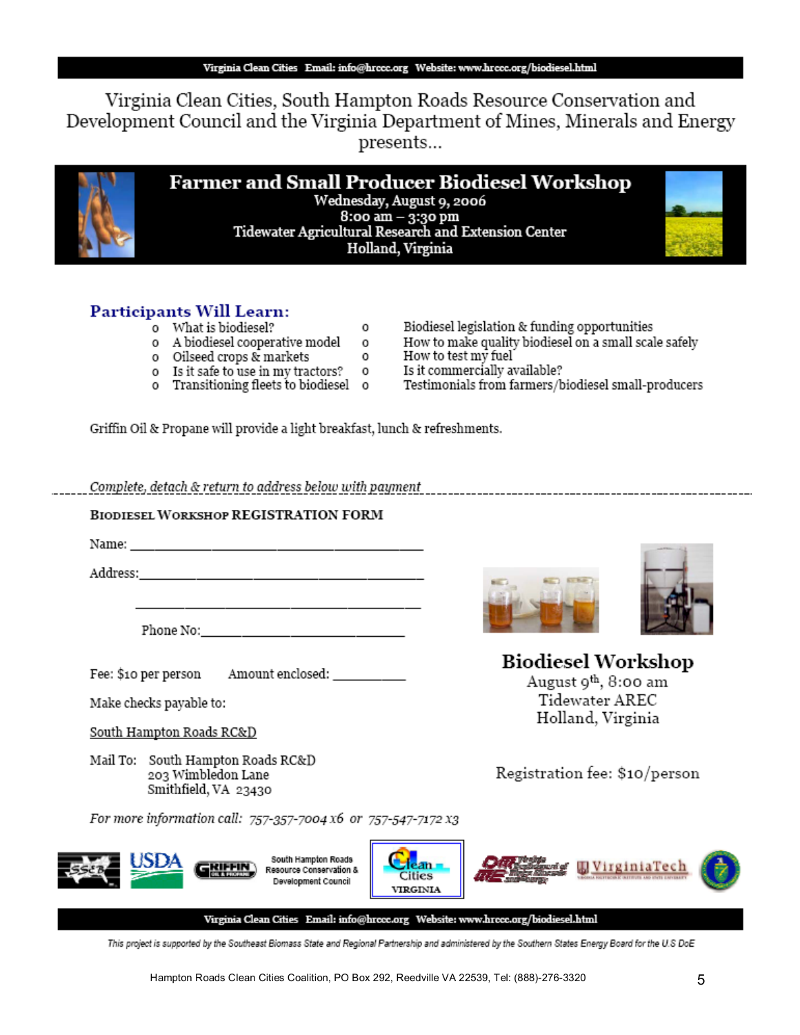Virginia Clean Cities Email: info@hrccc.org Website: www.hrccc.org/biodiesel.html

Virginia Clean Cities, South Hampton Roads Resource Conservation and Development Council and the Virginia Department of Mines, Minerals and Energy presents...

# Farmer and Small Producer Biodiesel Workshop

**Wednesday, August 9, 2006**
**8:00 am – 3:30 pm**
**Tidewater Agricultural Research and Extension Center**
**Holland, Virginia**

## Participants Will Learn:

- What is biodiesel?
- A biodiesel cooperative model
- Oilseed crops & markets
- Is it safe to use in my tractors?
- Transitioning fleets to biodiesel
- Biodiesel legislation & funding opportunities
- How to make quality biodiesel on a small scale safely
- How to test my fuel
- Is it commercially available?
- Testimonials from farmers/biodiesel small-producers

Griffin Oil & Propane will provide a light breakfast, lunch & refreshments.

*Complete, detach & return to address below with payment*

---

**BIODIESEL WORKSHOP REGISTRATION FORM**

Name: ____________________________________________

Address: __________________________________________

__________________________________________

Phone No: ______________________________

Fee: $10 per person     Amount enclosed: __________

Make checks payable to:

South Hampton Roads RC&D

Mail To: South Hampton Roads RC&D
203 Wimbledon Lane
Smithfield, VA 23430

*For more information call: 757-357-7004 x6 or 757-547-7172 x3*

**Biodiesel Workshop**
August 9th, 8:00 am
Tidewater AREC
Holland, Virginia

Registration fee: $10/person

South Hampton Roads Resource Conservation & Development Council

Virginia Clean Cities Email: info@hrccc.org Website: www.hrccc.org/biodiesel.html

*This project is supported by the Southeast Biomass State and Regional Partnership and administered by the Southern States Energy Board for the U.S DoE*

Hampton Roads Clean Cities Coalition, PO Box 292, Reedville VA 22539, Tel: (888)-276-3320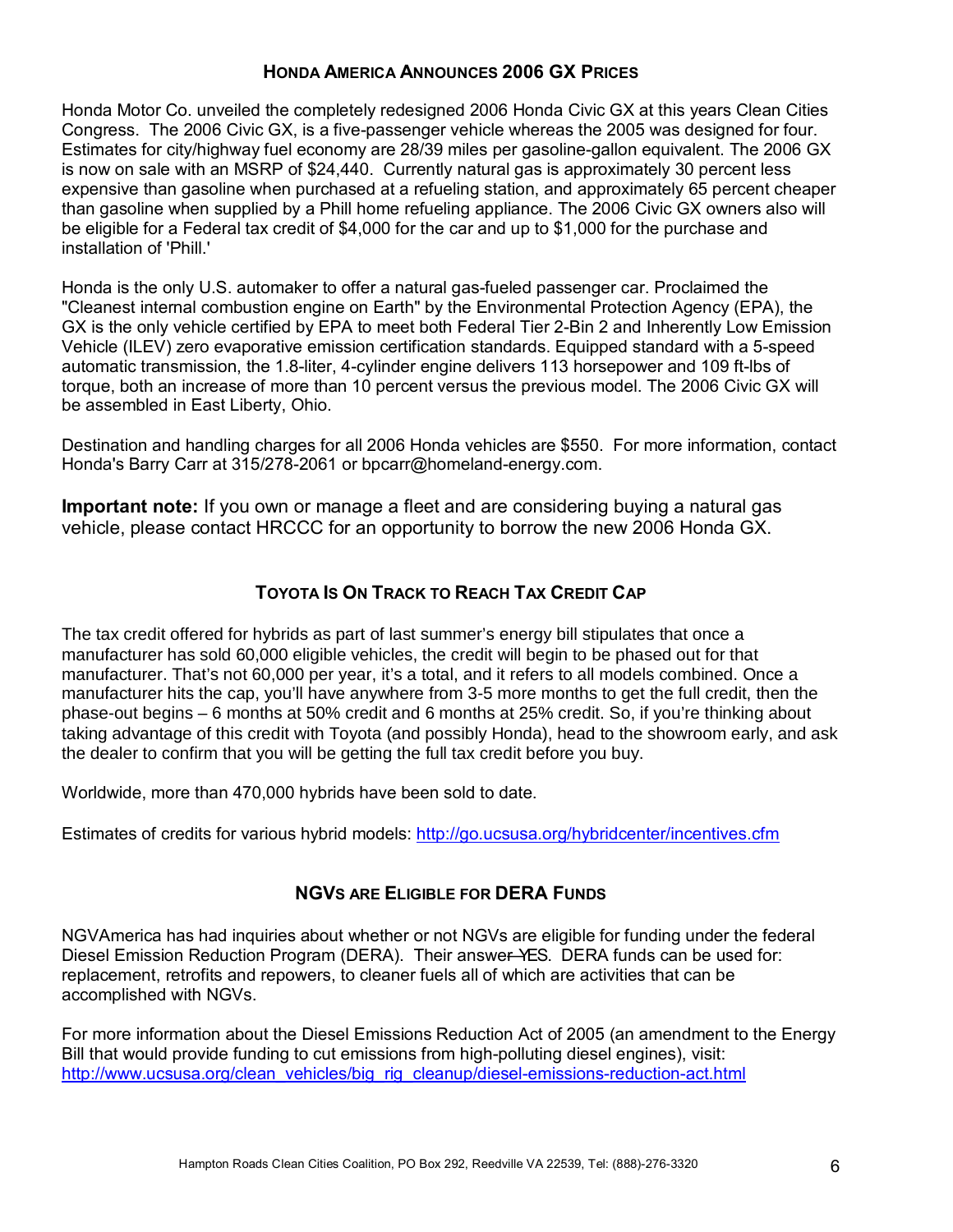## HONDA AMERICA ANNOUNCES 2006 GX PRICES

Honda Motor Co. unveiled the completely redesigned 2006 Honda Civic GX at this years Clean Cities Congress. The 2006 Civic GX, is a five-passenger vehicle whereas the 2005 was designed for four. Estimates for city/highway fuel economy are 28/39 miles per gasoline-gallon equivalent. The 2006 GX is now on sale with an MSRP of $24,440. Currently natural gas is approximately 30 percent less expensive than gasoline when purchased at a refueling station, and approximately 65 percent cheaper than gasoline when supplied by a Phill home refueling appliance. The 2006 Civic GX owners also will be eligible for a Federal tax credit of $4,000 for the car and up to $1,000 for the purchase and installation of 'Phill.'

Honda is the only U.S. automaker to offer a natural gas-fueled passenger car. Proclaimed the "Cleanest internal combustion engine on Earth" by the Environmental Protection Agency (EPA), the GX is the only vehicle certified by EPA to meet both Federal Tier 2-Bin 2 and Inherently Low Emission Vehicle (ILEV) zero evaporative emission certification standards. Equipped standard with a 5-speed automatic transmission, the 1.8-liter, 4-cylinder engine delivers 113 horsepower and 109 ft-lbs of torque, both an increase of more than 10 percent versus the previous model. The 2006 Civic GX will be assembled in East Liberty, Ohio.

Destination and handling charges for all 2006 Honda vehicles are $550. For more information, contact Honda's Barry Carr at 315/278-2061 or bpcarr@homeland-energy.com.

**Important note:** If you own or manage a fleet and are considering buying a natural gas vehicle, please contact HRCCC for an opportunity to borrow the new 2006 Honda GX.

## TOYOTA IS ON TRACK TO REACH TAX CREDIT CAP

The tax credit offered for hybrids as part of last summer's energy bill stipulates that once a manufacturer has sold 60,000 eligible vehicles, the credit will begin to be phased out for that manufacturer. That's not 60,000 per year, it's a total, and it refers to all models combined. Once a manufacturer hits the cap, you'll have anywhere from 3-5 more months to get the full credit, then the phase-out begins – 6 months at 50% credit and 6 months at 25% credit. So, if you're thinking about taking advantage of this credit with Toyota (and possibly Honda), head to the showroom early, and ask the dealer to confirm that you will be getting the full tax credit before you buy.

Worldwide, more than 470,000 hybrids have been sold to date.

Estimates of credits for various hybrid models: http://go.ucsusa.org/hybridcenter/incentives.cfm

## NGVS ARE ELIGIBLE FOR DERA FUNDS

NGVAmerica has had inquiries about whether or not NGVs are eligible for funding under the federal Diesel Emission Reduction Program (DERA). Their answer – YES. DERA funds can be used for: replacement, retrofits and repowers, to cleaner fuels all of which are activities that can be accomplished with NGVs.

For more information about the Diesel Emissions Reduction Act of 2005 (an amendment to the Energy Bill that would provide funding to cut emissions from high-polluting diesel engines), visit: http://www.ucsusa.org/clean_vehicles/big_rig_cleanup/diesel-emissions-reduction-act.html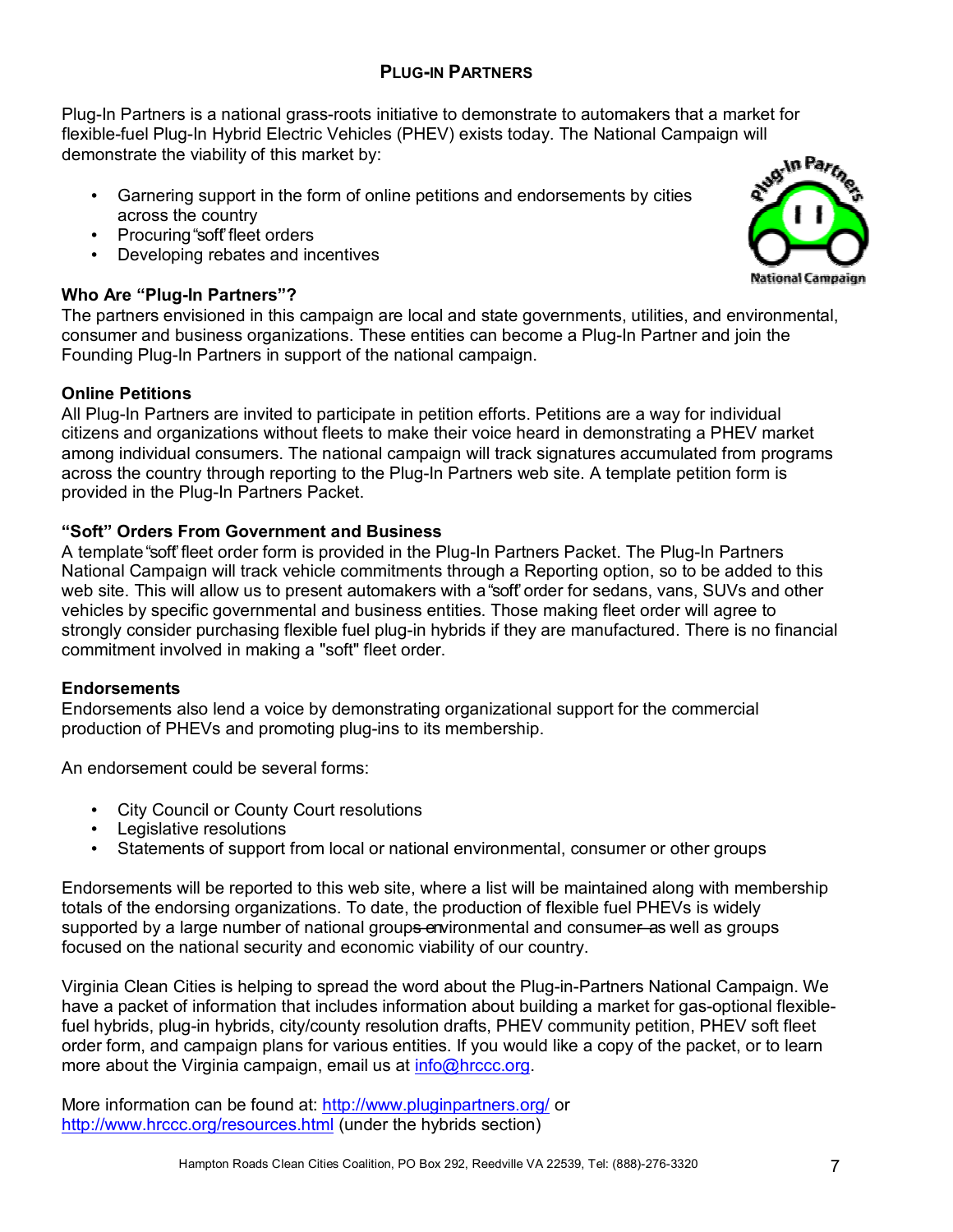## PLUG-IN PARTNERS

Plug-In Partners is a national grass-roots initiative to demonstrate to automakers that a market for flexible-fuel Plug-In Hybrid Electric Vehicles (PHEV) exists today. The National Campaign will demonstrate the viability of this market by:

- Garnering support in the form of online petitions and endorsements by cities across the country
- Procuring "soft" fleet orders
- Developing rebates and incentives

### Who Are "Plug-In Partners"?

The partners envisioned in this campaign are local and state governments, utilities, and environmental, consumer and business organizations. These entities can become a Plug-In Partner and join the Founding Plug-In Partners in support of the national campaign.

### Online Petitions

All Plug-In Partners are invited to participate in petition efforts. Petitions are a way for individual citizens and organizations without fleets to make their voice heard in demonstrating a PHEV market among individual consumers. The national campaign will track signatures accumulated from programs across the country through reporting to the Plug-In Partners web site. A template petition form is provided in the Plug-In Partners Packet.

### "Soft" Orders From Government and Business

A template "soft" fleet order form is provided in the Plug-In Partners Packet. The Plug-In Partners National Campaign will track vehicle commitments through a Reporting option, so to be added to this web site. This will allow us to present automakers with a "soft" order for sedans, vans, SUVs and other vehicles by specific governmental and business entities. Those making fleet order will agree to strongly consider purchasing flexible fuel plug-in hybrids if they are manufactured. There is no financial commitment involved in making a "soft" fleet order.

### Endorsements

Endorsements also lend a voice by demonstrating organizational support for the commercial production of PHEVs and promoting plug-ins to its membership.

An endorsement could be several forms:

- City Council or County Court resolutions
- Legislative resolutions
- Statements of support from local or national environmental, consumer or other groups

Endorsements will be reported to this web site, where a list will be maintained along with membership totals of the endorsing organizations. To date, the production of flexible fuel PHEVs is widely supported by a large number of national groups—environmental and consumer—as well as groups focused on the national security and economic viability of our country.

Virginia Clean Cities is helping to spread the word about the Plug-in-Partners National Campaign. We have a packet of information that includes information about building a market for gas-optional flexible-fuel hybrids, plug-in hybrids, city/county resolution drafts, PHEV community petition, PHEV soft fleet order form, and campaign plans for various entities. If you would like a copy of the packet, or to learn more about the Virginia campaign, email us at info@hrccc.org.

More information can be found at: http://www.pluginpartners.org/ or http://www.hrccc.org/resources.html (under the hybrids section)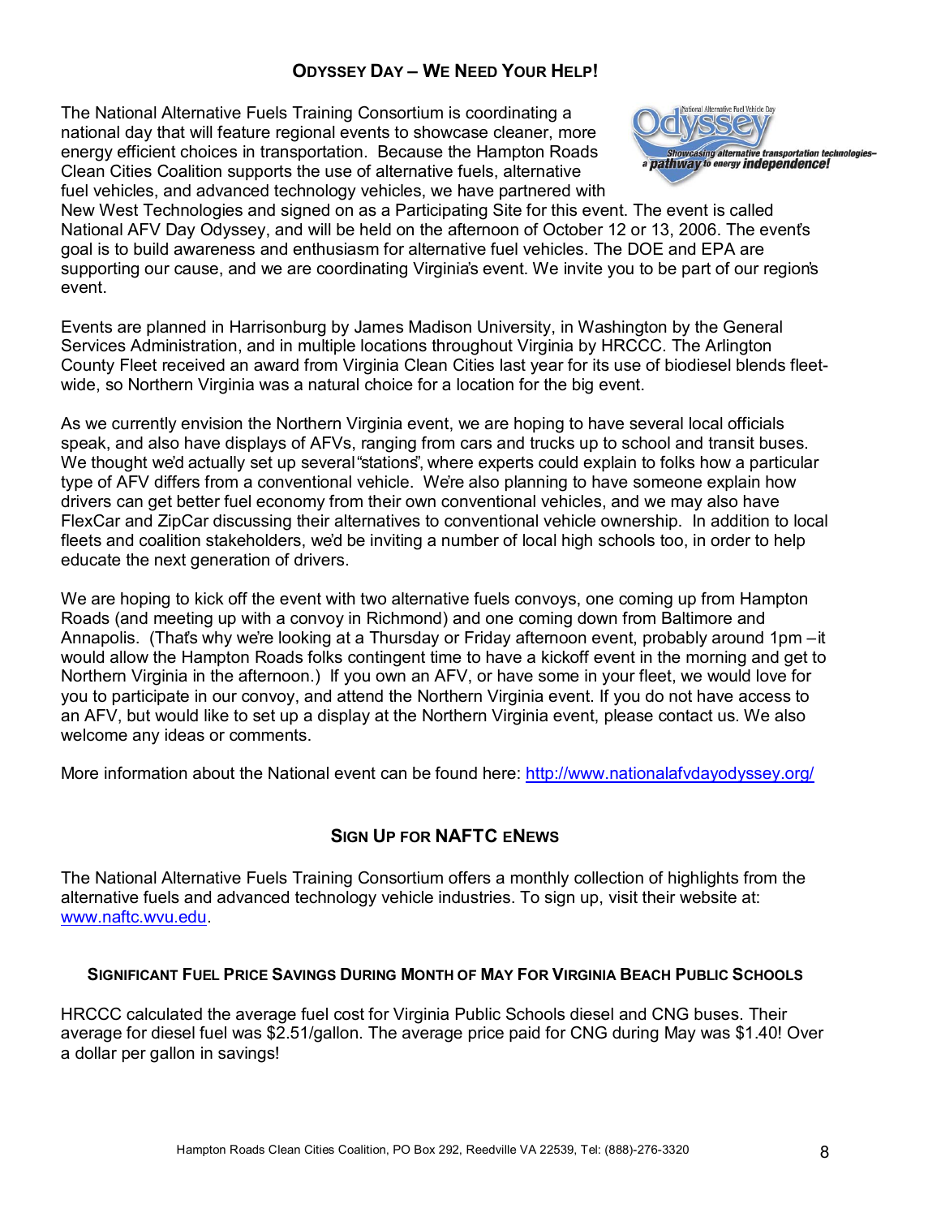## ODYSSEY DAY – WE NEED YOUR HELP!

The National Alternative Fuels Training Consortium is coordinating a national day that will feature regional events to showcase cleaner, more energy efficient choices in transportation. Because the Hampton Roads Clean Cities Coalition supports the use of alternative fuels, alternative fuel vehicles, and advanced technology vehicles, we have partnered with New West Technologies and signed on as a Participating Site for this event. The event is called National AFV Day Odyssey, and will be held on the afternoon of October 12 or 13, 2006. The event's goal is to build awareness and enthusiasm for alternative fuel vehicles. The DOE and EPA are supporting our cause, and we are coordinating Virginia's event. We invite you to be part of our region's event.

Events are planned in Harrisonburg by James Madison University, in Washington by the General Services Administration, and in multiple locations throughout Virginia by HRCCC. The Arlington County Fleet received an award from Virginia Clean Cities last year for its use of biodiesel blends fleet-wide, so Northern Virginia was a natural choice for a location for the big event.

As we currently envision the Northern Virginia event, we are hoping to have several local officials speak, and also have displays of AFVs, ranging from cars and trucks up to school and transit buses. We thought we'd actually set up several "stations", where experts could explain to folks how a particular type of AFV differs from a conventional vehicle. We're also planning to have someone explain how drivers can get better fuel economy from their own conventional vehicles, and we may also have FlexCar and ZipCar discussing their alternatives to conventional vehicle ownership. In addition to local fleets and coalition stakeholders, we'd be inviting a number of local high schools too, in order to help educate the next generation of drivers.

We are hoping to kick off the event with two alternative fuels convoys, one coming up from Hampton Roads (and meeting up with a convoy in Richmond) and one coming down from Baltimore and Annapolis. (That's why we're looking at a Thursday or Friday afternoon event, probably around 1pm – it would allow the Hampton Roads folks contingent time to have a kickoff event in the morning and get to Northern Virginia in the afternoon.) If you own an AFV, or have some in your fleet, we would love for you to participate in our convoy, and attend the Northern Virginia event. If you do not have access to an AFV, but would like to set up a display at the Northern Virginia event, please contact us. We also welcome any ideas or comments.

More information about the National event can be found here: http://www.nationalafvdayodyssey.org/

## SIGN UP FOR NAFTC ENEWS

The National Alternative Fuels Training Consortium offers a monthly collection of highlights from the alternative fuels and advanced technology vehicle industries. To sign up, visit their website at: www.naftc.wvu.edu.

## SIGNIFICANT FUEL PRICE SAVINGS DURING MONTH OF MAY FOR VIRGINIA BEACH PUBLIC SCHOOLS

HRCCC calculated the average fuel cost for Virginia Public Schools diesel and CNG buses. Their average for diesel fuel was $2.51/gallon. The average price paid for CNG during May was $1.40! Over a dollar per gallon in savings!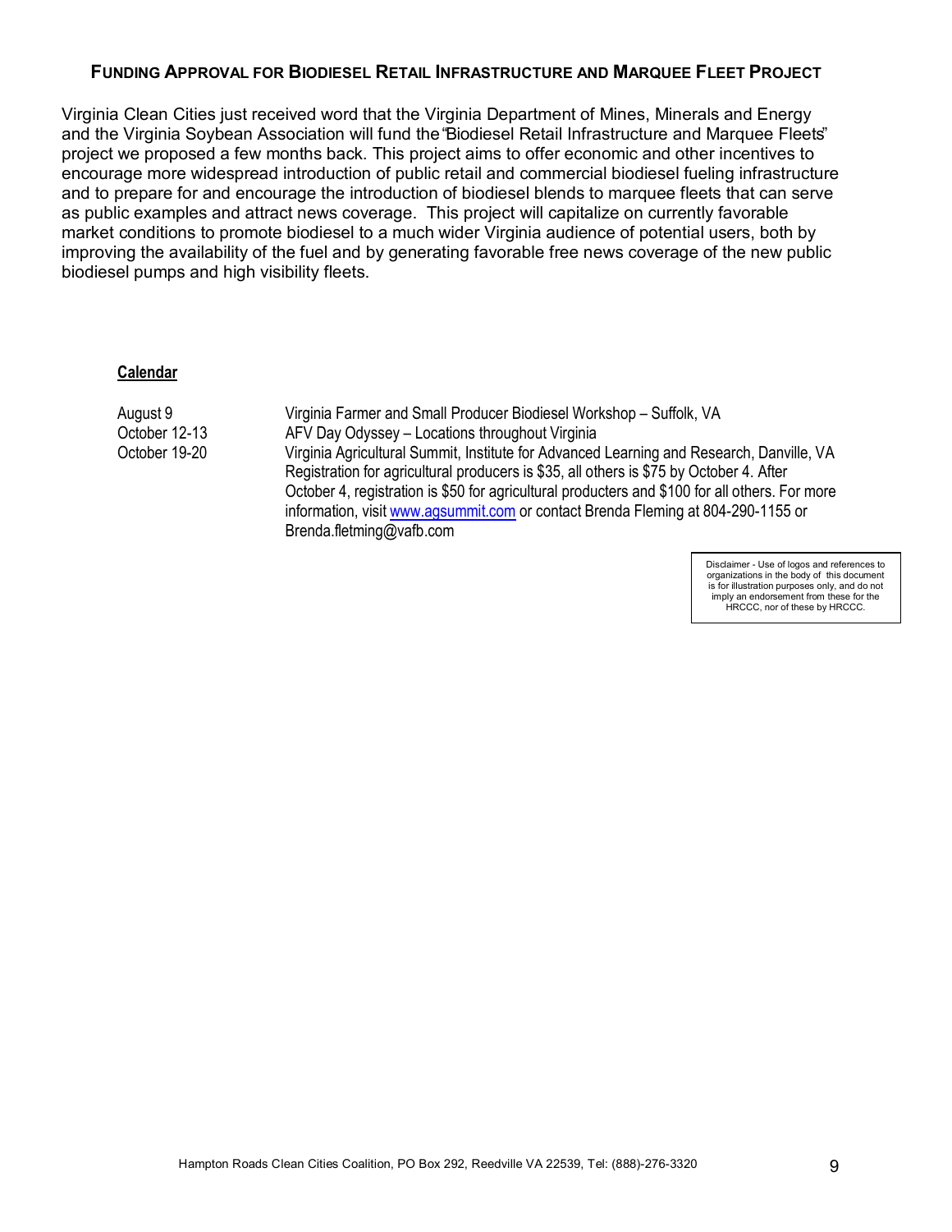## Funding Approval for Biodiesel Retail Infrastructure and Marquee Fleet Project

Virginia Clean Cities just received word that the Virginia Department of Mines, Minerals and Energy and the Virginia Soybean Association will fund the "Biodiesel Retail Infrastructure and Marquee Fleets" project we proposed a few months back. This project aims to offer economic and other incentives to encourage more widespread introduction of public retail and commercial biodiesel fueling infrastructure and to prepare for and encourage the introduction of biodiesel blends to marquee fleets that can serve as public examples and attract news coverage. This project will capitalize on currently favorable market conditions to promote biodiesel to a much wider Virginia audience of potential users, both by improving the availability of the fuel and by generating favorable free news coverage of the new public biodiesel pumps and high visibility fleets.

### Calendar

| | |
|---|---|
| August 9 | Virginia Farmer and Small Producer Biodiesel Workshop – Suffolk, VA |
| October 12-13 | AFV Day Odyssey – Locations throughout Virginia |
| October 19-20 | Virginia Agricultural Summit, Institute for Advanced Learning and Research, Danville, VA Registration for agricultural producers is $35, all others is $75 by October 4. After October 4, registration is $50 for agricultural producters and $100 for all others. For more information, visit www.agsummit.com or contact Brenda Fleming at 804-290-1155 or Brenda.fletming@vafb.com |

Disclaimer - Use of logos and references to organizations in the body of this document is for illustration purposes only, and do not imply an endorsement from these for the HRCCC, nor of these by HRCCC.

Hampton Roads Clean Cities Coalition, PO Box 292, Reedville VA 22539, Tel: (888)-276-3320